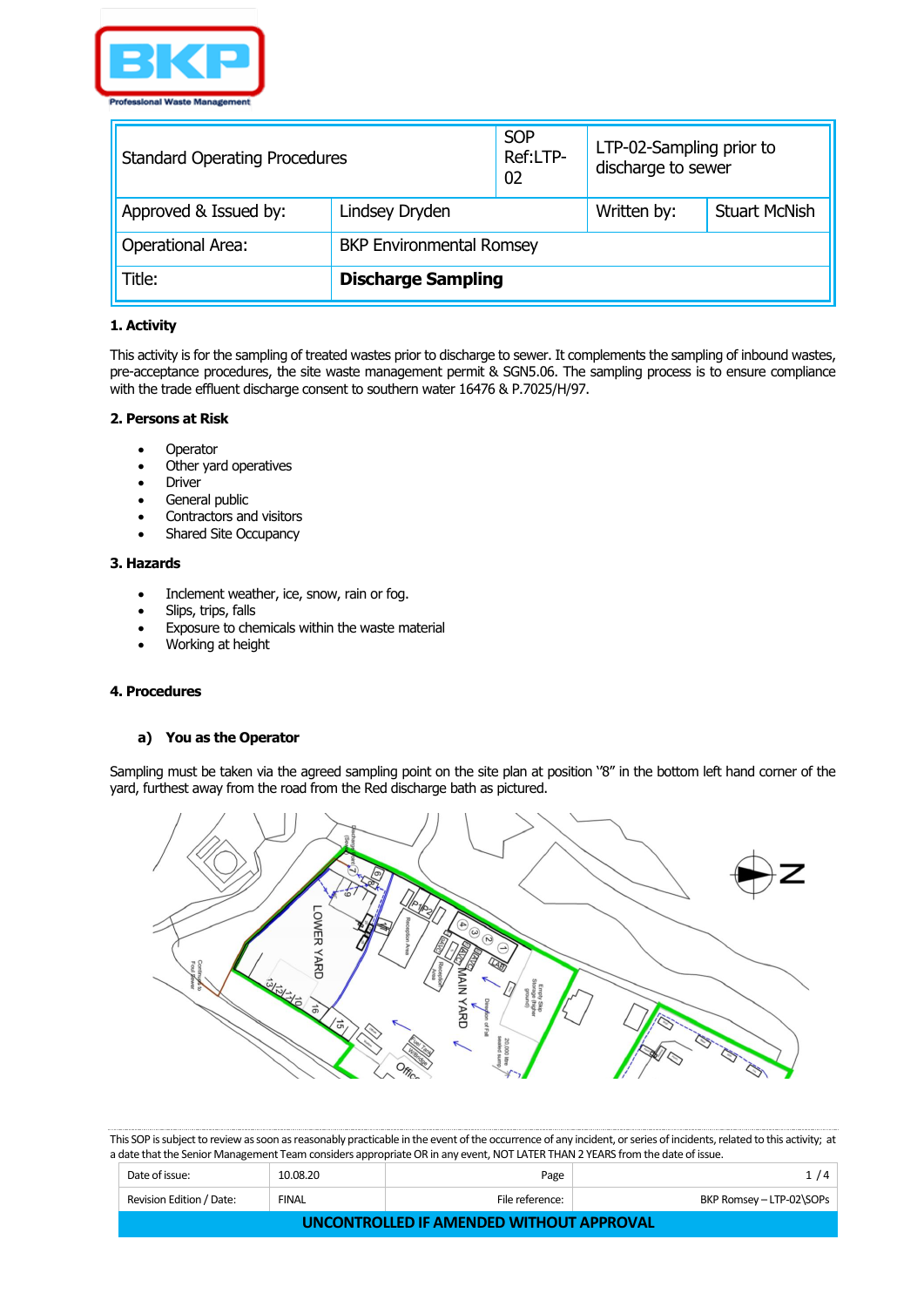| Standard Operating Procedures | | SOP Ref:LTP-02 | LTP-02-Sampling prior to discharge to sewer | |
|---|---|---|---|---|
| Approved & Issued by: | Lindsey Dryden | | Written by: | Stuart McNish |
| Operational Area: | BKP Environmental Romsey | | | |
| Title: | **Discharge Sampling** | | | |

**1. Activity**

This activity is for the sampling of treated wastes prior to discharge to sewer. It complements the sampling of inbound wastes, pre-acceptance procedures, the site waste management permit & SGN5.06. The sampling process is to ensure compliance with the trade effluent discharge consent to southern water 16476 & P.7025/H/97.

**2. Persons at Risk**

- Operator
- Other yard operatives
- Driver
- General public
- Contractors and visitors
- Shared Site Occupancy

**3. Hazards**

- Inclement weather, ice, snow, rain or fog.
- Slips, trips, falls
- Exposure to chemicals within the waste material
- Working at height

**4. Procedures**

**a) You as the Operator**

Sampling must be taken via the agreed sampling point on the site plan at position "8" in the bottom left hand corner of the yard, furthest away from the road from the Red discharge bath as pictured.

This SOP is subject to review as soon as reasonably practicable in the event of the occurrence of any incident, or series of incidents, related to this activity; at a date that the Senior Management Team considers appropriate OR in any event, NOT LATER THAN 2 YEARS from the date of issue.

| Date of issue: | 10.08.20 | Page | 1 / 4 |
|---|---|---|---|
| Revision Edition / Date: | FINAL | File reference: | BKP Romsey – LTP-02\SOPs |

**UNCONTROLLED IF AMENDED WITHOUT APPROVAL**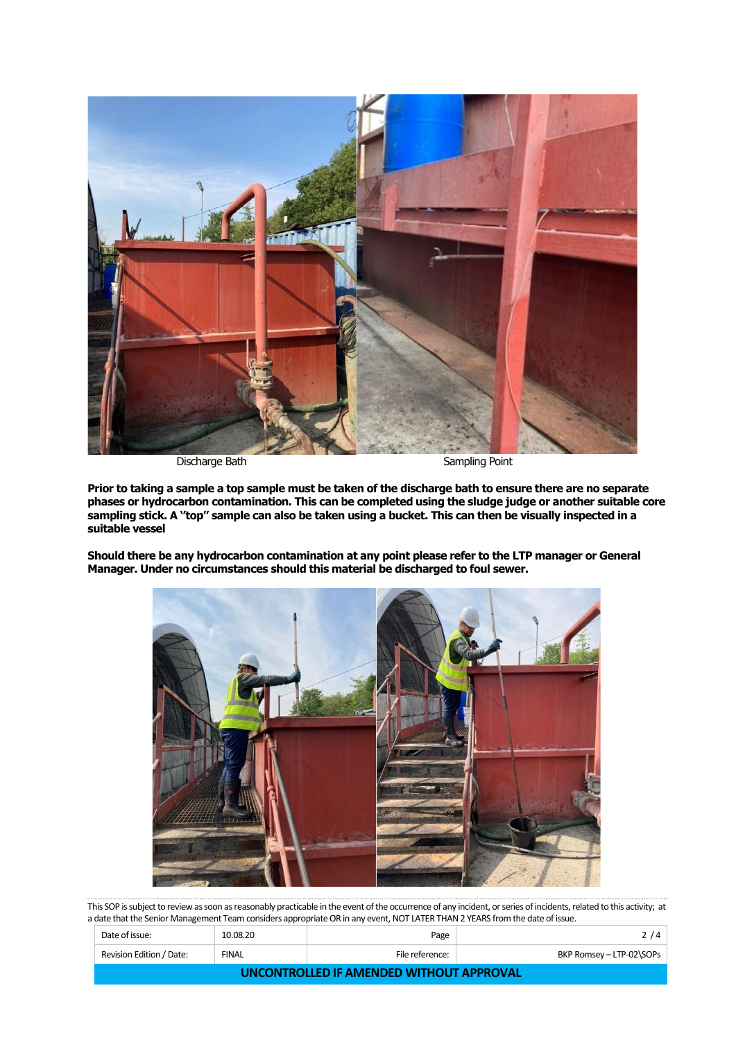Discharge Bath

Sampling Point

**Prior to taking a sample a top sample must be taken of the discharge bath to ensure there are no separate phases or hydrocarbon contamination. This can be completed using the sludge judge or another suitable core sampling stick. A "top" sample can also be taken using a bucket. This can then be visually inspected in a suitable vessel**

**Should there be any hydrocarbon contamination at any point please refer to the LTP manager or General Manager. Under no circumstances should this material be discharged to foul sewer.**

This SOP is subject to review as soon as reasonably practicable in the event of the occurrence of any incident, or series of incidents, related to this activity; at a date that the Senior Management Team considers appropriate OR in any event, NOT LATER THAN 2 YEARS from the date of issue.

| Date of issue: | 10.08.20 | Page | 2 / 4 |
|---|---|---|---|
| Revision Edition / Date: | FINAL | File reference: | BKP Romsey – LTP-02\SOPs |

**UNCONTROLLED IF AMENDED WITHOUT APPROVAL**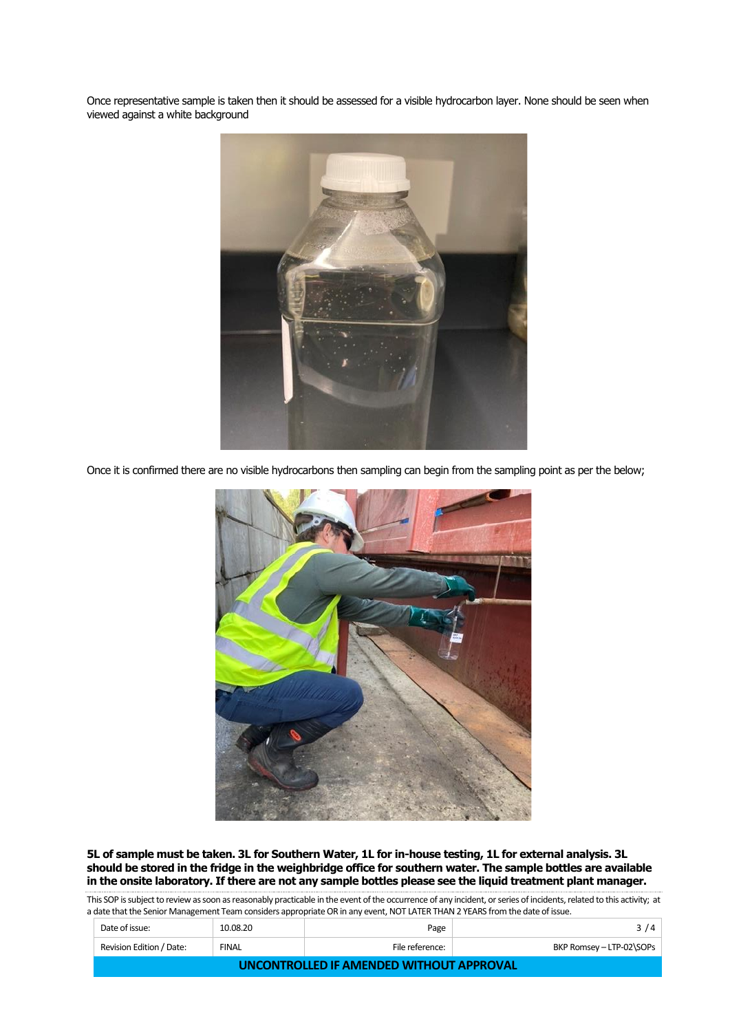Once representative sample is taken then it should be assessed for a visible hydrocarbon layer. None should be seen when viewed against a white background

Once it is confirmed there are no visible hydrocarbons then sampling can begin from the sampling point as per the below;

**5L of sample must be taken. 3L for Southern Water, 1L for in-house testing, 1L for external analysis. 3L should be stored in the fridge in the weighbridge office for southern water. The sample bottles are available in the onsite laboratory. If there are not any sample bottles please see the liquid treatment plant manager.**

This SOP is subject to review as soon as reasonably practicable in the event of the occurrence of any incident, or series of incidents, related to this activity; at a date that the Senior Management Team considers appropriate OR in any event, NOT LATER THAN 2 YEARS from the date of issue.

| Date of issue: | 10.08.20 | Page | 3 / 4 |
|---|---|---|---|
| Revision Edition / Date: | FINAL | File reference: | BKP Romsey – LTP-02\SOPs |

**UNCONTROLLED IF AMENDED WITHOUT APPROVAL**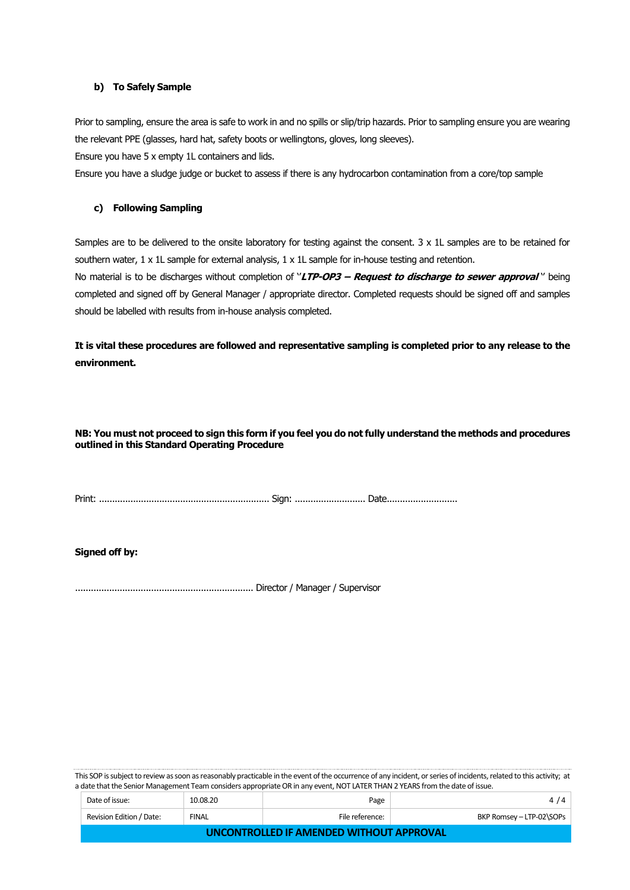#### b) To Safely Sample

Prior to sampling, ensure the area is safe to work in and no spills or slip/trip hazards. Prior to sampling ensure you are wearing the relevant PPE (glasses, hard hat, safety boots or wellingtons, gloves, long sleeves).

Ensure you have 5 x empty 1L containers and lids.

Ensure you have a sludge judge or bucket to assess if there is any hydrocarbon contamination from a core/top sample

#### c) Following Sampling

Samples are to be delivered to the onsite laboratory for testing against the consent. 3 x 1L samples are to be retained for southern water, 1 x 1L sample for external analysis, 1 x 1L sample for in-house testing and retention.

No material is to be discharges without completion of "***LTP-OP3 – Request to discharge to sewer approval***" being completed and signed off by General Manager / appropriate director. Completed requests should be signed off and samples should be labelled with results from in-house analysis completed.

**It is vital these procedures are followed and representative sampling is completed prior to any release to the environment.**

**NB: You must not proceed to sign this form if you feel you do not fully understand the methods and procedures outlined in this Standard Operating Procedure**

Print: ................................................................. Sign: ........................... Date...........................

**Signed off by:**

.................................................................... Director / Manager / Supervisor

This SOP is subject to review as soon as reasonably practicable in the event of the occurrence of any incident, or series of incidents, related to this activity; at a date that the Senior Management Team considers appropriate OR in any event, NOT LATER THAN 2 YEARS from the date of issue.

| | | | |
|---|---|---|---|
| Date of issue: | 10.08.20 | Page | 4 / 4 |
| Revision Edition / Date: | FINAL | File reference: | BKP Romsey – LTP-02\SOPs |

**UNCONTROLLED IF AMENDED WITHOUT APPROVAL**